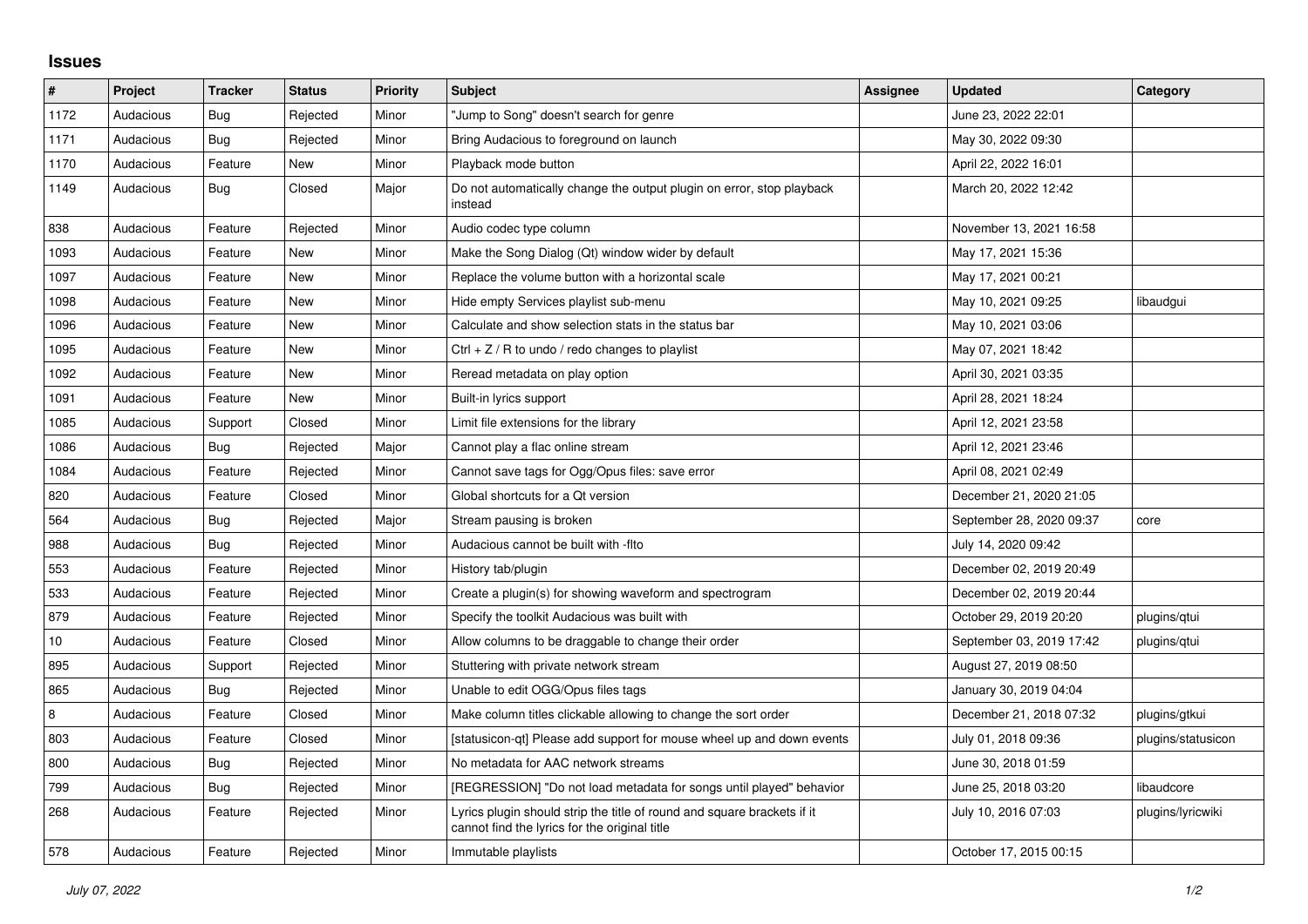## Issues

| # | Project | Tracker | Status | Priority | Subject | Assignee | Updated | Category |
|---|---|---|---|---|---|---|---|---|
| 1172 | Audacious | Bug | Rejected | Minor | "Jump to Song" doesn't search for genre | | June 23, 2022 22:01 | |
| 1171 | Audacious | Bug | Rejected | Minor | Bring Audacious to foreground on launch | | May 30, 2022 09:30 | |
| 1170 | Audacious | Feature | New | Minor | Playback mode button | | April 22, 2022 16:01 | |
| 1149 | Audacious | Bug | Closed | Major | Do not automatically change the output plugin on error, stop playback instead | | March 20, 2022 12:42 | |
| 838 | Audacious | Feature | Rejected | Minor | Audio codec type column | | November 13, 2021 16:58 | |
| 1093 | Audacious | Feature | New | Minor | Make the Song Dialog (Qt) window wider by default | | May 17, 2021 15:36 | |
| 1097 | Audacious | Feature | New | Minor | Replace the volume button with a horizontal scale | | May 17, 2021 00:21 | |
| 1098 | Audacious | Feature | New | Minor | Hide empty Services playlist sub-menu | | May 10, 2021 09:25 | libaudgui |
| 1096 | Audacious | Feature | New | Minor | Calculate and show selection stats in the status bar | | May 10, 2021 03:06 | |
| 1095 | Audacious | Feature | New | Minor | Ctrl + Z / R to undo / redo changes to playlist | | May 07, 2021 18:42 | |
| 1092 | Audacious | Feature | New | Minor | Reread metadata on play option | | April 30, 2021 03:35 | |
| 1091 | Audacious | Feature | New | Minor | Built-in lyrics support | | April 28, 2021 18:24 | |
| 1085 | Audacious | Support | Closed | Minor | Limit file extensions for the library | | April 12, 2021 23:58 | |
| 1086 | Audacious | Bug | Rejected | Major | Cannot play a flac online stream | | April 12, 2021 23:46 | |
| 1084 | Audacious | Feature | Rejected | Minor | Cannot save tags for Ogg/Opus files: save error | | April 08, 2021 02:49 | |
| 820 | Audacious | Feature | Closed | Minor | Global shortcuts for a Qt version | | December 21, 2020 21:05 | |
| 564 | Audacious | Bug | Rejected | Major | Stream pausing is broken | | September 28, 2020 09:37 | core |
| 988 | Audacious | Bug | Rejected | Minor | Audacious cannot be built with -flto | | July 14, 2020 09:42 | |
| 553 | Audacious | Feature | Rejected | Minor | History tab/plugin | | December 02, 2019 20:49 | |
| 533 | Audacious | Feature | Rejected | Minor | Create a plugin(s) for showing waveform and spectrogram | | December 02, 2019 20:44 | |
| 879 | Audacious | Feature | Rejected | Minor | Specify the toolkit Audacious was built with | | October 29, 2019 20:20 | plugins/qtui |
| 10 | Audacious | Feature | Closed | Minor | Allow columns to be draggable to change their order | | September 03, 2019 17:42 | plugins/qtui |
| 895 | Audacious | Support | Rejected | Minor | Stuttering with private network stream | | August 27, 2019 08:50 | |
| 865 | Audacious | Bug | Rejected | Minor | Unable to edit OGG/Opus files tags | | January 30, 2019 04:04 | |
| 8 | Audacious | Feature | Closed | Minor | Make column titles clickable allowing to change the sort order | | December 21, 2018 07:32 | plugins/gtkui |
| 803 | Audacious | Feature | Closed | Minor | [statusicon-qt] Please add support for mouse wheel up and down events | | July 01, 2018 09:36 | plugins/statusicon |
| 800 | Audacious | Bug | Rejected | Minor | No metadata for AAC network streams | | June 30, 2018 01:59 | |
| 799 | Audacious | Bug | Rejected | Minor | [REGRESSION] "Do not load metadata for songs until played" behavior | | June 25, 2018 03:20 | libaudcore |
| 268 | Audacious | Feature | Rejected | Minor | Lyrics plugin should strip the title of round and square brackets if it cannot find the lyrics for the original title | | July 10, 2016 07:03 | plugins/lyricwiki |
| 578 | Audacious | Feature | Rejected | Minor | Immutable playlists | | October 17, 2015 00:15 | |

*July 07, 2022*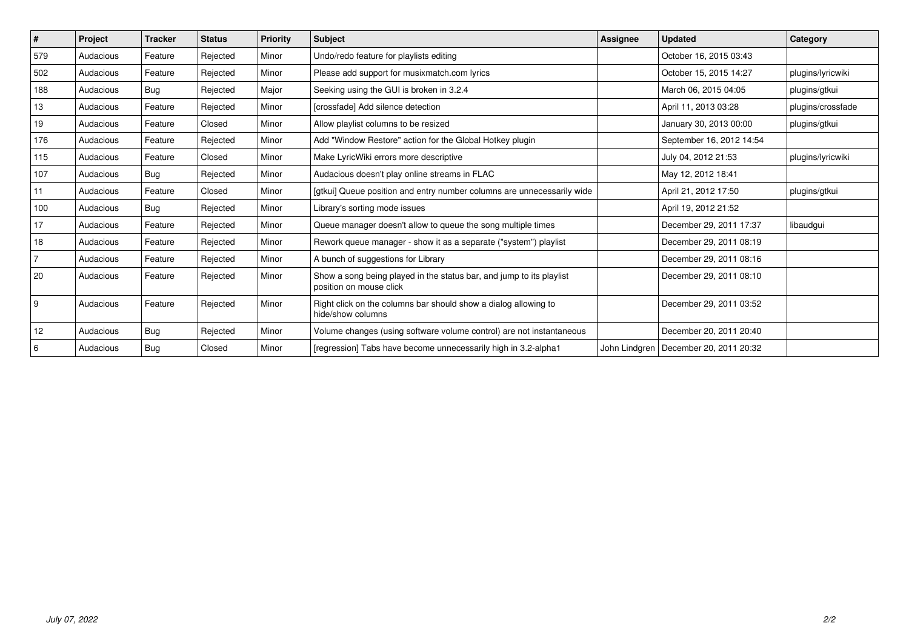| # | Project | Tracker | Status | Priority | Subject | Assignee | Updated | Category |
|---|---|---|---|---|---|---|---|---|
| 579 | Audacious | Feature | Rejected | Minor | Undo/redo feature for playlists editing | | October 16, 2015 03:43 | |
| 502 | Audacious | Feature | Rejected | Minor | Please add support for musixmatch.com lyrics | | October 15, 2015 14:27 | plugins/lyricwiki |
| 188 | Audacious | Bug | Rejected | Major | Seeking using the GUI is broken in 3.2.4 | | March 06, 2015 04:05 | plugins/gtkui |
| 13 | Audacious | Feature | Rejected | Minor | [crossfade] Add silence detection | | April 11, 2013 03:28 | plugins/crossfade |
| 19 | Audacious | Feature | Closed | Minor | Allow playlist columns to be resized | | January 30, 2013 00:00 | plugins/gtkui |
| 176 | Audacious | Feature | Rejected | Minor | Add "Window Restore" action for the Global Hotkey plugin | | September 16, 2012 14:54 | |
| 115 | Audacious | Feature | Closed | Minor | Make LyricWiki errors more descriptive | | July 04, 2012 21:53 | plugins/lyricwiki |
| 107 | Audacious | Bug | Rejected | Minor | Audacious doesn't play online streams in FLAC | | May 12, 2012 18:41 | |
| 11 | Audacious | Feature | Closed | Minor | [gtkui] Queue position and entry number columns are unnecessarily wide | | April 21, 2012 17:50 | plugins/gtkui |
| 100 | Audacious | Bug | Rejected | Minor | Library's sorting mode issues | | April 19, 2012 21:52 | |
| 17 | Audacious | Feature | Rejected | Minor | Queue manager doesn't allow to queue the song multiple times | | December 29, 2011 17:37 | libaudgui |
| 18 | Audacious | Feature | Rejected | Minor | Rework queue manager - show it as a separate ("system") playlist | | December 29, 2011 08:19 | |
| 7 | Audacious | Feature | Rejected | Minor | A bunch of suggestions for Library | | December 29, 2011 08:16 | |
| 20 | Audacious | Feature | Rejected | Minor | Show a song being played in the status bar, and jump to its playlist position on mouse click | | December 29, 2011 08:10 | |
| 9 | Audacious | Feature | Rejected | Minor | Right click on the columns bar should show a dialog allowing to hide/show columns | | December 29, 2011 03:52 | |
| 12 | Audacious | Bug | Rejected | Minor | Volume changes (using software volume control) are not instantaneous | | December 20, 2011 20:40 | |
| 6 | Audacious | Bug | Closed | Minor | [regression] Tabs have become unnecessarily high in 3.2-alpha1 | John Lindgren | December 20, 2011 20:32 | |